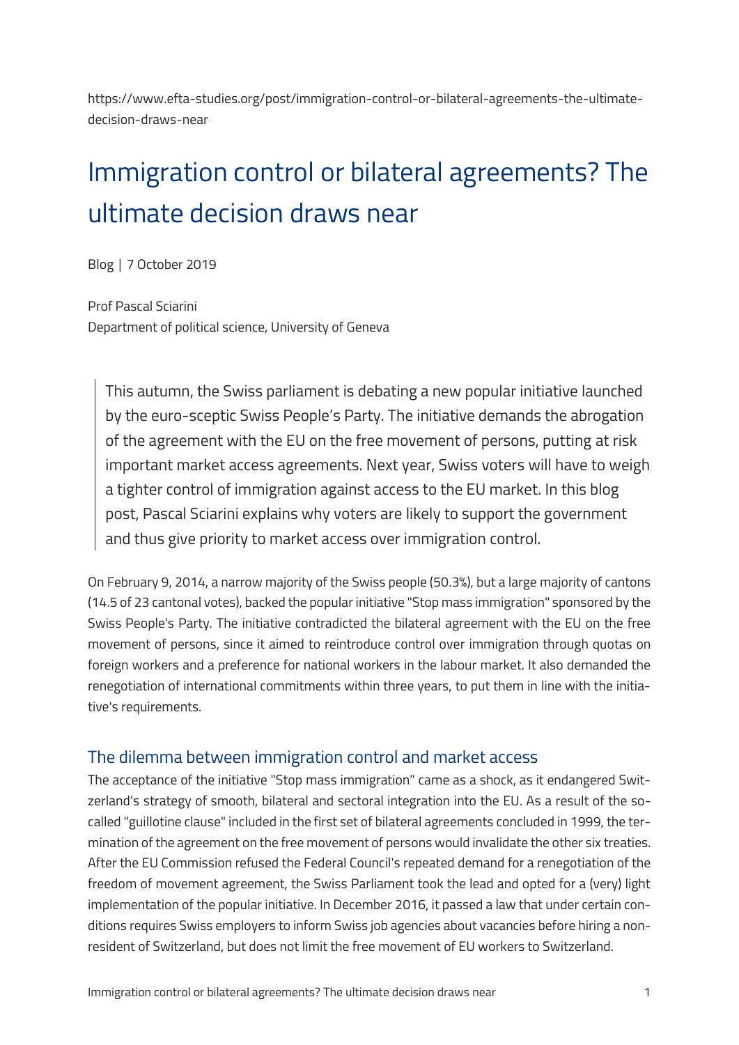https://www.efta-studies.org/post/immigration-control-or-bilateral-agreements-the-ultimate-decision-draws-near

# Immigration control or bilateral agreements? The ultimate decision draws near

Blog | 7 October 2019

Prof Pascal Sciarini
Department of political science, University of Geneva

> This autumn, the Swiss parliament is debating a new popular initiative launched by the euro-sceptic Swiss People's Party. The initiative demands the abrogation of the agreement with the EU on the free movement of persons, putting at risk important market access agreements. Next year, Swiss voters will have to weigh a tighter control of immigration against access to the EU market. In this blog post, Pascal Sciarini explains why voters are likely to support the government and thus give priority to market access over immigration control.

On February 9, 2014, a narrow majority of the Swiss people (50.3%), but a large majority of cantons (14.5 of 23 cantonal votes), backed the popular initiative "Stop mass immigration" sponsored by the Swiss People's Party. The initiative contradicted the bilateral agreement with the EU on the free movement of persons, since it aimed to reintroduce control over immigration through quotas on foreign workers and a preference for national workers in the labour market. It also demanded the renegotiation of international commitments within three years, to put them in line with the initiative's requirements.

## The dilemma between immigration control and market access

The acceptance of the initiative "Stop mass immigration" came as a shock, as it endangered Switzerland's strategy of smooth, bilateral and sectoral integration into the EU. As a result of the so-called "guillotine clause" included in the first set of bilateral agreements concluded in 1999, the termination of the agreement on the free movement of persons would invalidate the other six treaties. After the EU Commission refused the Federal Council's repeated demand for a renegotiation of the freedom of movement agreement, the Swiss Parliament took the lead and opted for a (very) light implementation of the popular initiative. In December 2016, it passed a law that under certain conditions requires Swiss employers to inform Swiss job agencies about vacancies before hiring a non-resident of Switzerland, but does not limit the free movement of EU workers to Switzerland.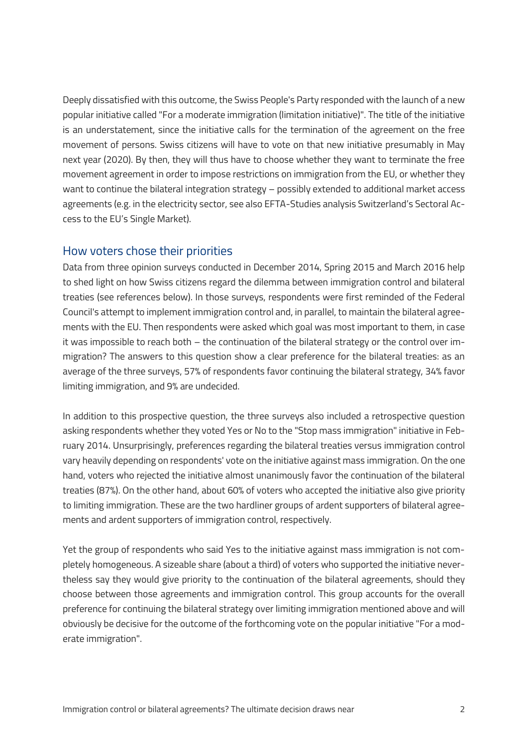Deeply dissatisfied with this outcome, the Swiss People's Party responded with the launch of a new popular initiative called "For a moderate immigration (limitation initiative)". The title of the initiative is an understatement, since the initiative calls for the termination of the agreement on the free movement of persons. Swiss citizens will have to vote on that new initiative presumably in May next year (2020). By then, they will thus have to choose whether they want to terminate the free movement agreement in order to impose restrictions on immigration from the EU, or whether they want to continue the bilateral integration strategy – possibly extended to additional market access agreements (e.g. in the electricity sector, see also EFTA-Studies analysis Switzerland's Sectoral Access to the EU's Single Market).

## How voters chose their priorities

Data from three opinion surveys conducted in December 2014, Spring 2015 and March 2016 help to shed light on how Swiss citizens regard the dilemma between immigration control and bilateral treaties (see references below). In those surveys, respondents were first reminded of the Federal Council's attempt to implement immigration control and, in parallel, to maintain the bilateral agreements with the EU. Then respondents were asked which goal was most important to them, in case it was impossible to reach both – the continuation of the bilateral strategy or the control over immigration? The answers to this question show a clear preference for the bilateral treaties: as an average of the three surveys, 57% of respondents favor continuing the bilateral strategy, 34% favor limiting immigration, and 9% are undecided.

In addition to this prospective question, the three surveys also included a retrospective question asking respondents whether they voted Yes or No to the "Stop mass immigration" initiative in February 2014. Unsurprisingly, preferences regarding the bilateral treaties versus immigration control vary heavily depending on respondents' vote on the initiative against mass immigration. On the one hand, voters who rejected the initiative almost unanimously favor the continuation of the bilateral treaties (87%). On the other hand, about 60% of voters who accepted the initiative also give priority to limiting immigration. These are the two hardliner groups of ardent supporters of bilateral agreements and ardent supporters of immigration control, respectively.

Yet the group of respondents who said Yes to the initiative against mass immigration is not completely homogeneous. A sizeable share (about a third) of voters who supported the initiative nevertheless say they would give priority to the continuation of the bilateral agreements, should they choose between those agreements and immigration control. This group accounts for the overall preference for continuing the bilateral strategy over limiting immigration mentioned above and will obviously be decisive for the outcome of the forthcoming vote on the popular initiative "For a moderate immigration".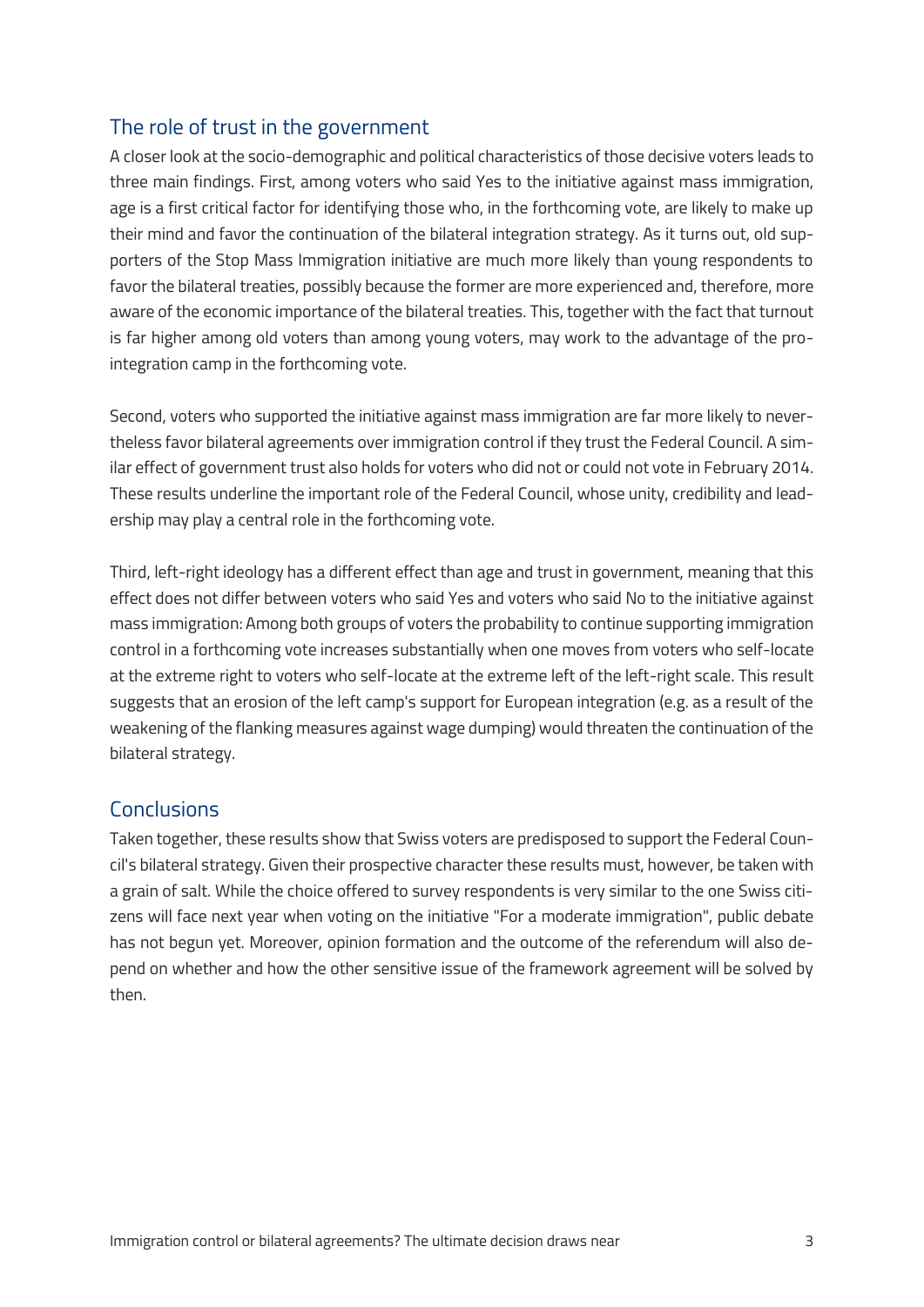## The role of trust in the government

A closer look at the socio-demographic and political characteristics of those decisive voters leads to three main findings. First, among voters who said Yes to the initiative against mass immigration, age is a first critical factor for identifying those who, in the forthcoming vote, are likely to make up their mind and favor the continuation of the bilateral integration strategy. As it turns out, old supporters of the Stop Mass Immigration initiative are much more likely than young respondents to favor the bilateral treaties, possibly because the former are more experienced and, therefore, more aware of the economic importance of the bilateral treaties. This, together with the fact that turnout is far higher among old voters than among young voters, may work to the advantage of the pro-integration camp in the forthcoming vote.

Second, voters who supported the initiative against mass immigration are far more likely to nevertheless favor bilateral agreements over immigration control if they trust the Federal Council. A similar effect of government trust also holds for voters who did not or could not vote in February 2014. These results underline the important role of the Federal Council, whose unity, credibility and leadership may play a central role in the forthcoming vote.

Third, left-right ideology has a different effect than age and trust in government, meaning that this effect does not differ between voters who said Yes and voters who said No to the initiative against mass immigration: Among both groups of voters the probability to continue supporting immigration control in a forthcoming vote increases substantially when one moves from voters who self-locate at the extreme right to voters who self-locate at the extreme left of the left-right scale. This result suggests that an erosion of the left camp's support for European integration (e.g. as a result of the weakening of the flanking measures against wage dumping) would threaten the continuation of the bilateral strategy.

## Conclusions

Taken together, these results show that Swiss voters are predisposed to support the Federal Council's bilateral strategy. Given their prospective character these results must, however, be taken with a grain of salt. While the choice offered to survey respondents is very similar to the one Swiss citizens will face next year when voting on the initiative "For a moderate immigration", public debate has not begun yet. Moreover, opinion formation and the outcome of the referendum will also depend on whether and how the other sensitive issue of the framework agreement will be solved by then.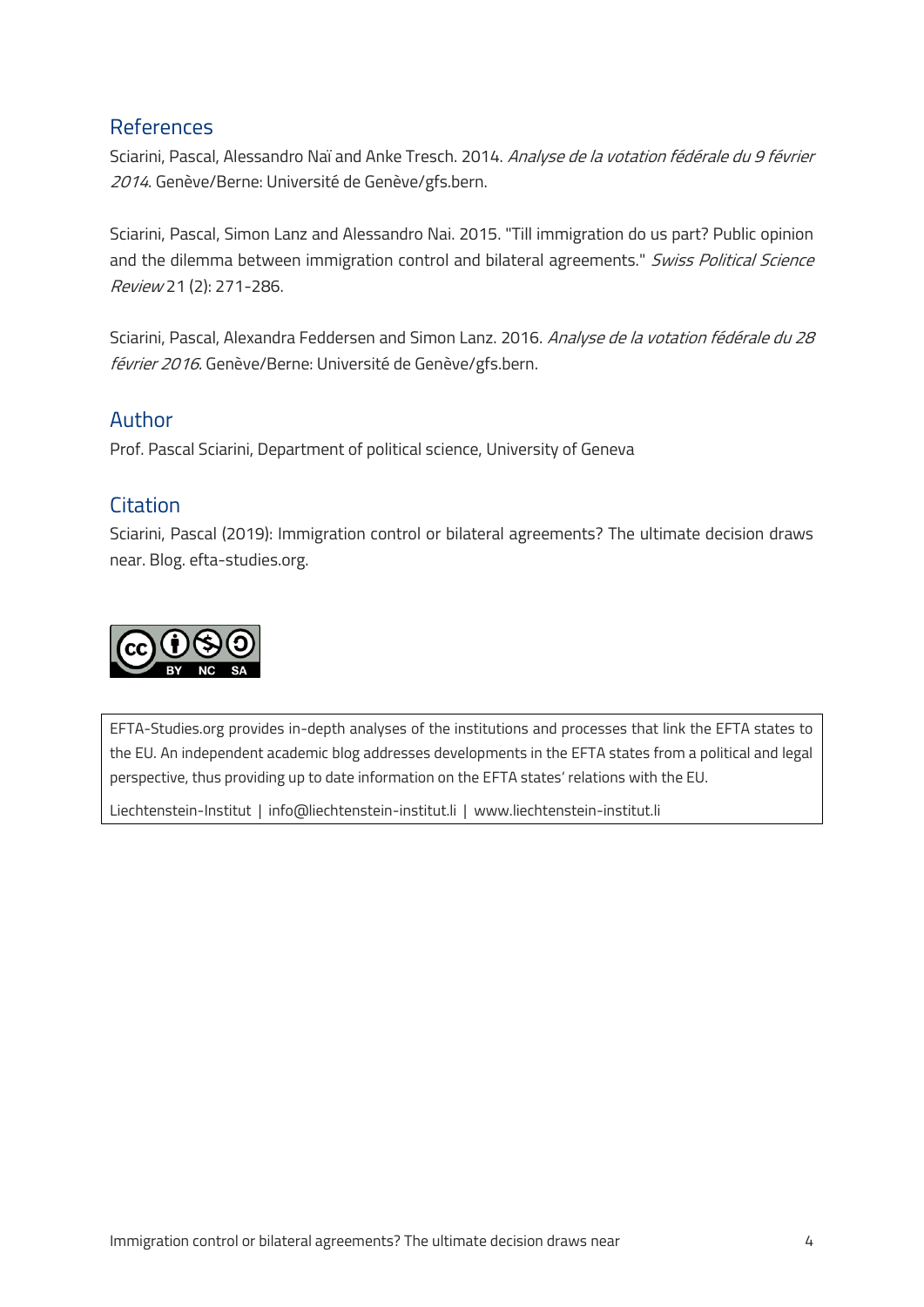## References

Sciarini, Pascal, Alessandro Naï and Anke Tresch. 2014. *Analyse de la votation fédérale du 9 février 2014*. Genève/Berne: Université de Genève/gfs.bern.

Sciarini, Pascal, Simon Lanz and Alessandro Nai. 2015. "Till immigration do us part? Public opinion and the dilemma between immigration control and bilateral agreements." *Swiss Political Science Review* 21 (2): 271-286.

Sciarini, Pascal, Alexandra Feddersen and Simon Lanz. 2016. *Analyse de la votation fédérale du 28 février 2016*. Genève/Berne: Université de Genève/gfs.bern.

## Author

Prof. Pascal Sciarini, Department of political science, University of Geneva

## Citation

Sciarini, Pascal (2019): Immigration control or bilateral agreements? The ultimate decision draws near. Blog. efta-studies.org.

BY NC SA

EFTA-Studies.org provides in-depth analyses of the institutions and processes that link the EFTA states to the EU. An independent academic blog addresses developments in the EFTA states from a political and legal perspective, thus providing up to date information on the EFTA states' relations with the EU.

Liechtenstein-Institut | info@liechtenstein-institut.li | www.liechtenstein-institut.li